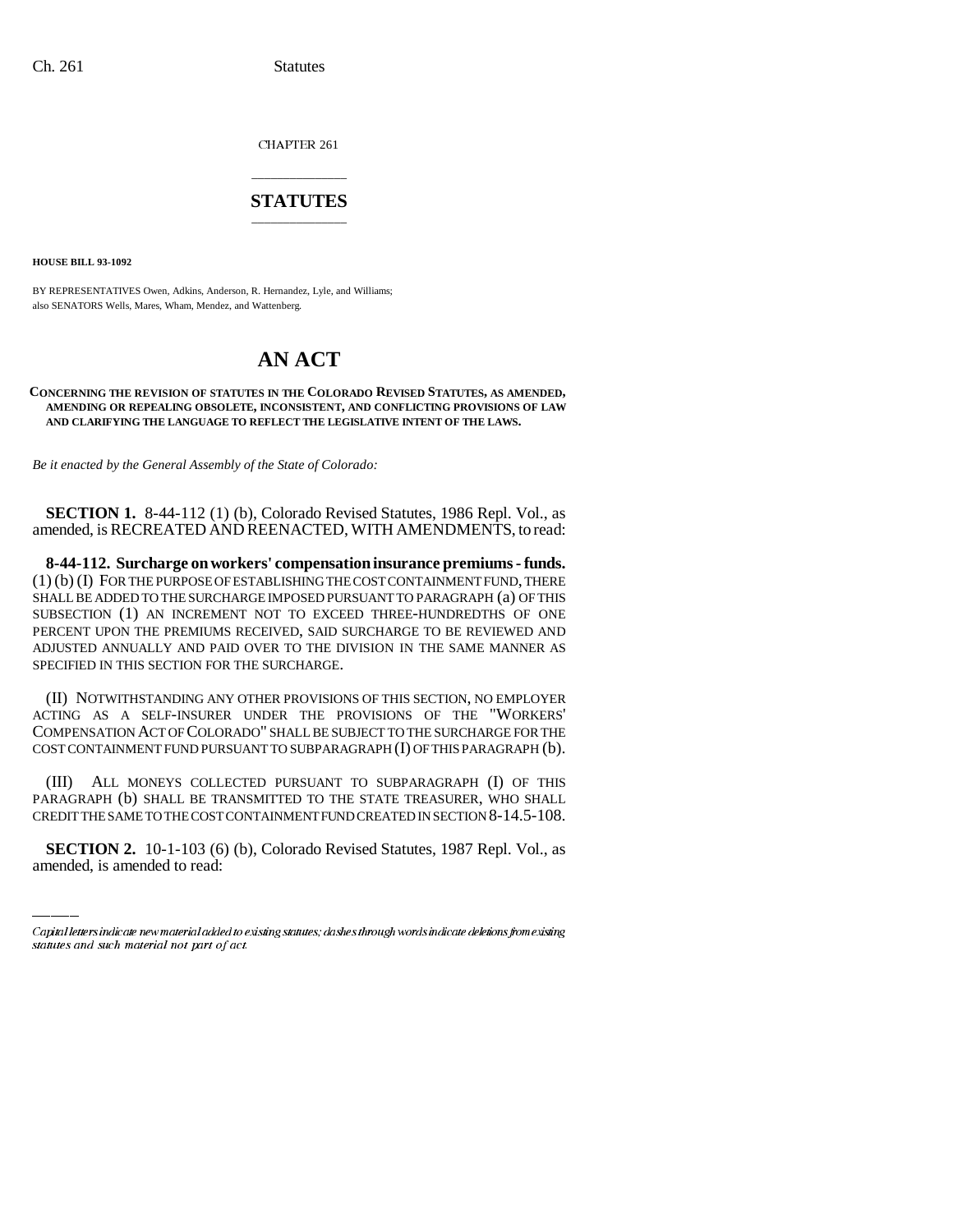CHAPTER 261

# STATUTES

**HOUSE BILL 93-1092**

BY REPRESENTATIVES Owen, Adkins, Anderson, R. Hernandez, Lyle, and Williams;
also SENATORS Wells, Mares, Wham, Mendez, and Wattenberg.

# AN ACT

**CONCERNING THE REVISION OF STATUTES IN THE COLORADO REVISED STATUTES, AS AMENDED, AMENDING OR REPEALING OBSOLETE, INCONSISTENT, AND CONFLICTING PROVISIONS OF LAW AND CLARIFYING THE LANGUAGE TO REFLECT THE LEGISLATIVE INTENT OF THE LAWS.**

*Be it enacted by the General Assembly of the State of Colorado:*

**SECTION 1.** 8-44-112 (1) (b), Colorado Revised Statutes, 1986 Repl. Vol., as amended, is RECREATED AND REENACTED, WITH AMENDMENTS, to read:

**8-44-112. Surcharge on workers' compensation insurance premiums - funds.** (1) (b) (I) FOR THE PURPOSE OF ESTABLISHING THE COST CONTAINMENT FUND, THERE SHALL BE ADDED TO THE SURCHARGE IMPOSED PURSUANT TO PARAGRAPH (a) OF THIS SUBSECTION (1) AN INCREMENT NOT TO EXCEED THREE-HUNDREDTHS OF ONE PERCENT UPON THE PREMIUMS RECEIVED, SAID SURCHARGE TO BE REVIEWED AND ADJUSTED ANNUALLY AND PAID OVER TO THE DIVISION IN THE SAME MANNER AS SPECIFIED IN THIS SECTION FOR THE SURCHARGE.

(II) NOTWITHSTANDING ANY OTHER PROVISIONS OF THIS SECTION, NO EMPLOYER ACTING AS A SELF-INSURER UNDER THE PROVISIONS OF THE "WORKERS' COMPENSATION ACT OF COLORADO" SHALL BE SUBJECT TO THE SURCHARGE FOR THE COST CONTAINMENT FUND PURSUANT TO SUBPARAGRAPH (I) OF THIS PARAGRAPH (b).

(III) ALL MONEYS COLLECTED PURSUANT TO SUBPARAGRAPH (I) OF THIS PARAGRAPH (b) SHALL BE TRANSMITTED TO THE STATE TREASURER, WHO SHALL CREDIT THE SAME TO THE COST CONTAINMENT FUND CREATED IN SECTION 8-14.5-108.

**SECTION 2.** 10-1-103 (6) (b), Colorado Revised Statutes, 1987 Repl. Vol., as amended, is amended to read:

Capital letters indicate new material added to existing statutes; dashes through words indicate deletions from existing statutes and such material not part of act.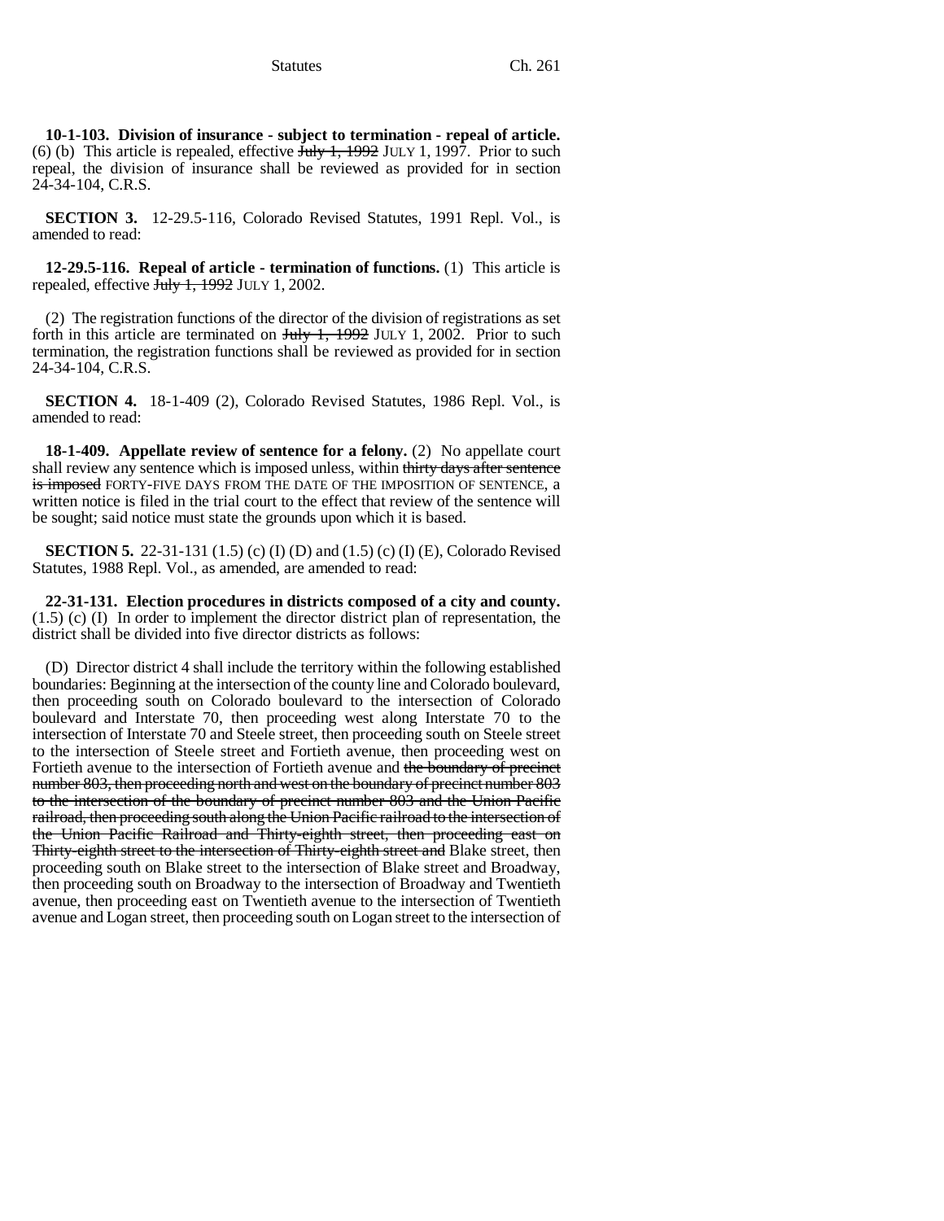**10-1-103. Division of insurance - subject to termination - repeal of article.** (6) (b) This article is repealed, effective ~~July 1, 1992~~ JULY 1, 1997. Prior to such repeal, the division of insurance shall be reviewed as provided for in section 24-34-104, C.R.S.

**SECTION 3.** 12-29.5-116, Colorado Revised Statutes, 1991 Repl. Vol., is amended to read:

**12-29.5-116. Repeal of article - termination of functions.** (1) This article is repealed, effective ~~July 1, 1992~~ JULY 1, 2002.

(2) The registration functions of the director of the division of registrations as set forth in this article are terminated on ~~July 1, 1992~~ JULY 1, 2002. Prior to such termination, the registration functions shall be reviewed as provided for in section 24-34-104, C.R.S.

**SECTION 4.** 18-1-409 (2), Colorado Revised Statutes, 1986 Repl. Vol., is amended to read:

**18-1-409. Appellate review of sentence for a felony.** (2) No appellate court shall review any sentence which is imposed unless, within ~~thirty days after sentence is imposed~~ FORTY-FIVE DAYS FROM THE DATE OF THE IMPOSITION OF SENTENCE, a written notice is filed in the trial court to the effect that review of the sentence will be sought; said notice must state the grounds upon which it is based.

**SECTION 5.** 22-31-131 (1.5) (c) (I) (D) and (1.5) (c) (I) (E), Colorado Revised Statutes, 1988 Repl. Vol., as amended, are amended to read:

**22-31-131. Election procedures in districts composed of a city and county.** (1.5) (c) (I) In order to implement the director district plan of representation, the district shall be divided into five director districts as follows:

(D) Director district 4 shall include the territory within the following established boundaries: Beginning at the intersection of the county line and Colorado boulevard, then proceeding south on Colorado boulevard to the intersection of Colorado boulevard and Interstate 70, then proceeding west along Interstate 70 to the intersection of Interstate 70 and Steele street, then proceeding south on Steele street to the intersection of Steele street and Fortieth avenue, then proceeding west on Fortieth avenue to the intersection of Fortieth avenue and ~~the boundary of precinct number 803, then proceeding north and west on the boundary of precinct number 803 to the intersection of the boundary of precinct number 803 and the Union Pacific railroad, then proceeding south along the Union Pacific railroad to the intersection of the Union Pacific Railroad and Thirty-eighth street, then proceeding east on Thirty-eighth street to the intersection of Thirty-eighth street and~~ Blake street, then proceeding south on Blake street to the intersection of Blake street and Broadway, then proceeding south on Broadway to the intersection of Broadway and Twentieth avenue, then proceeding east on Twentieth avenue to the intersection of Twentieth avenue and Logan street, then proceeding south on Logan street to the intersection of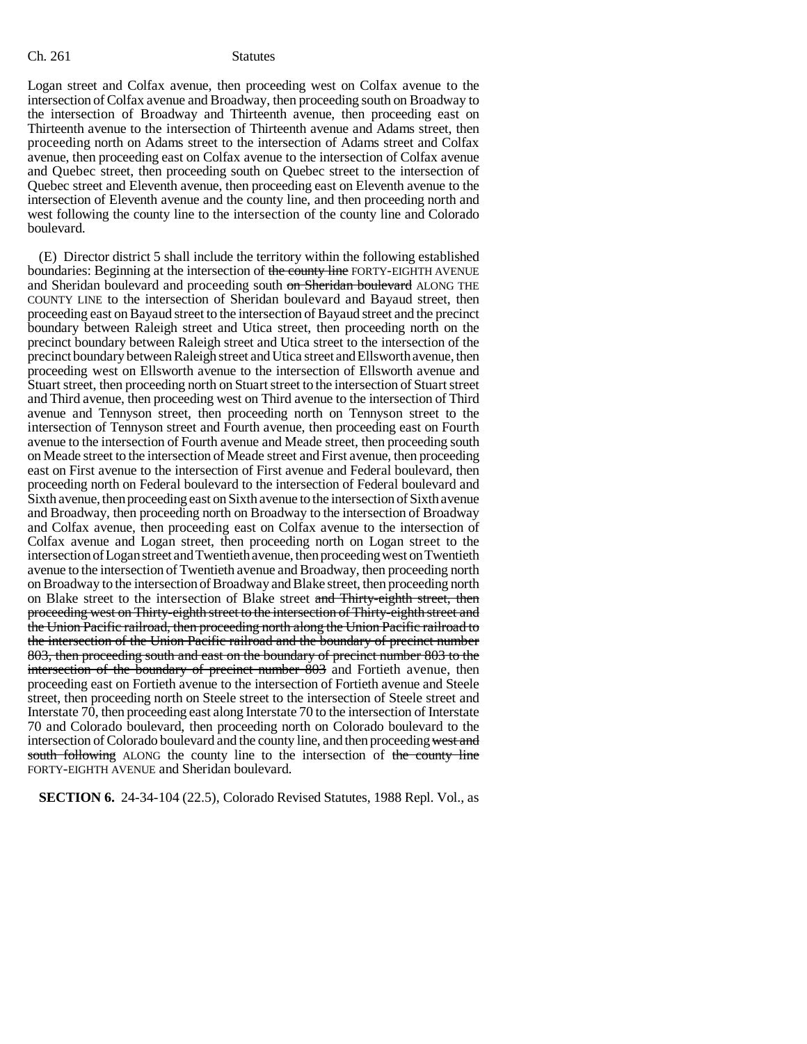Logan street and Colfax avenue, then proceeding west on Colfax avenue to the intersection of Colfax avenue and Broadway, then proceeding south on Broadway to the intersection of Broadway and Thirteenth avenue, then proceeding east on Thirteenth avenue to the intersection of Thirteenth avenue and Adams street, then proceeding north on Adams street to the intersection of Adams street and Colfax avenue, then proceeding east on Colfax avenue to the intersection of Colfax avenue and Quebec street, then proceeding south on Quebec street to the intersection of Quebec street and Eleventh avenue, then proceeding east on Eleventh avenue to the intersection of Eleventh avenue and the county line, and then proceeding north and west following the county line to the intersection of the county line and Colorado boulevard.

(E) Director district 5 shall include the territory within the following established boundaries: Beginning at the intersection of ~~the county line~~ FORTY-EIGHTH AVENUE and Sheridan boulevard and proceeding south ~~on Sheridan boulevard~~ ALONG THE COUNTY LINE to the intersection of Sheridan boulevard and Bayaud street, then proceeding east on Bayaud street to the intersection of Bayaud street and the precinct boundary between Raleigh street and Utica street, then proceeding north on the precinct boundary between Raleigh street and Utica street to the intersection of the precinct boundary between Raleigh street and Utica street and Ellsworth avenue, then proceeding west on Ellsworth avenue to the intersection of Ellsworth avenue and Stuart street, then proceeding north on Stuart street to the intersection of Stuart street and Third avenue, then proceeding west on Third avenue to the intersection of Third avenue and Tennyson street, then proceeding north on Tennyson street to the intersection of Tennyson street and Fourth avenue, then proceeding east on Fourth avenue to the intersection of Fourth avenue and Meade street, then proceeding south on Meade street to the intersection of Meade street and First avenue, then proceeding east on First avenue to the intersection of First avenue and Federal boulevard, then proceeding north on Federal boulevard to the intersection of Federal boulevard and Sixth avenue, then proceeding east on Sixth avenue to the intersection of Sixth avenue and Broadway, then proceeding north on Broadway to the intersection of Broadway and Colfax avenue, then proceeding east on Colfax avenue to the intersection of Colfax avenue and Logan street, then proceeding north on Logan street to the intersection of Logan street and Twentieth avenue, then proceeding west on Twentieth avenue to the intersection of Twentieth avenue and Broadway, then proceeding north on Broadway to the intersection of Broadway and Blake street, then proceeding north on Blake street to the intersection of Blake street ~~and Thirty-eighth street, then proceeding west on Thirty-eighth street to the intersection of Thirty-eighth street and the Union Pacific railroad, then proceeding north along the Union Pacific railroad to the intersection of the Union Pacific railroad and the boundary of precinct number 803, then proceeding south and east on the boundary of precinct number 803 to the intersection of the boundary of precinct number 803~~ and Fortieth avenue, then proceeding east on Fortieth avenue to the intersection of Fortieth avenue and Steele street, then proceeding north on Steele street to the intersection of Steele street and Interstate 70, then proceeding east along Interstate 70 to the intersection of Interstate 70 and Colorado boulevard, then proceeding north on Colorado boulevard to the intersection of Colorado boulevard and the county line, and then proceeding ~~west and south following~~ ALONG the county line to the intersection of ~~the county line~~ FORTY-EIGHTH AVENUE and Sheridan boulevard.

**SECTION 6.** 24-34-104 (22.5), Colorado Revised Statutes, 1988 Repl. Vol., as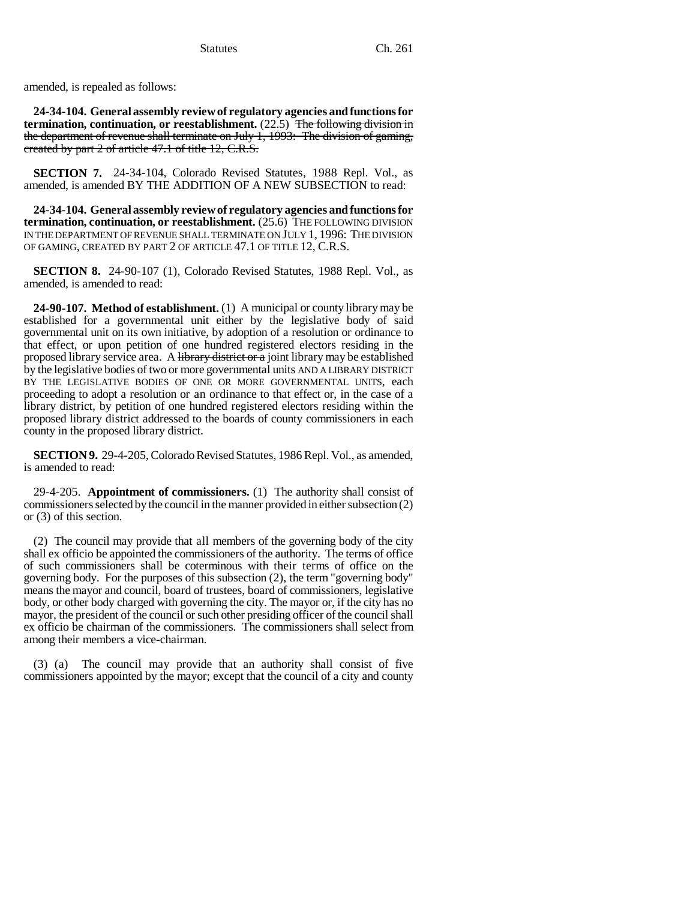amended, is repealed as follows:

**24-34-104. General assembly review of regulatory agencies and functions for termination, continuation, or reestablishment.** (22.5) ~~The following division in the department of revenue shall terminate on July 1, 1993: The division of gaming, created by part 2 of article 47.1 of title 12, C.R.S.~~

**SECTION 7.** 24-34-104, Colorado Revised Statutes, 1988 Repl. Vol., as amended, is amended BY THE ADDITION OF A NEW SUBSECTION to read:

**24-34-104. General assembly review of regulatory agencies and functions for termination, continuation, or reestablishment.** (25.6) THE FOLLOWING DIVISION IN THE DEPARTMENT OF REVENUE SHALL TERMINATE ON JULY 1, 1996: THE DIVISION OF GAMING, CREATED BY PART 2 OF ARTICLE 47.1 OF TITLE 12, C.R.S.

**SECTION 8.** 24-90-107 (1), Colorado Revised Statutes, 1988 Repl. Vol., as amended, is amended to read:

**24-90-107. Method of establishment.** (1) A municipal or county library may be established for a governmental unit either by the legislative body of said governmental unit on its own initiative, by adoption of a resolution or ordinance to that effect, or upon petition of one hundred registered electors residing in the proposed library service area. A ~~library district or a~~ joint library may be established by the legislative bodies of two or more governmental units AND A LIBRARY DISTRICT BY THE LEGISLATIVE BODIES OF ONE OR MORE GOVERNMENTAL UNITS, each proceeding to adopt a resolution or an ordinance to that effect or, in the case of a library district, by petition of one hundred registered electors residing within the proposed library district addressed to the boards of county commissioners in each county in the proposed library district.

**SECTION 9.** 29-4-205, Colorado Revised Statutes, 1986 Repl. Vol., as amended, is amended to read:

29-4-205. **Appointment of commissioners.** (1) The authority shall consist of commissioners selected by the council in the manner provided in either subsection (2) or (3) of this section.

(2) The council may provide that all members of the governing body of the city shall ex officio be appointed the commissioners of the authority. The terms of office of such commissioners shall be coterminous with their terms of office on the governing body. For the purposes of this subsection (2), the term "governing body" means the mayor and council, board of trustees, board of commissioners, legislative body, or other body charged with governing the city. The mayor or, if the city has no mayor, the president of the council or such other presiding officer of the council shall ex officio be chairman of the commissioners. The commissioners shall select from among their members a vice-chairman.

(3) (a) The council may provide that an authority shall consist of five commissioners appointed by the mayor; except that the council of a city and county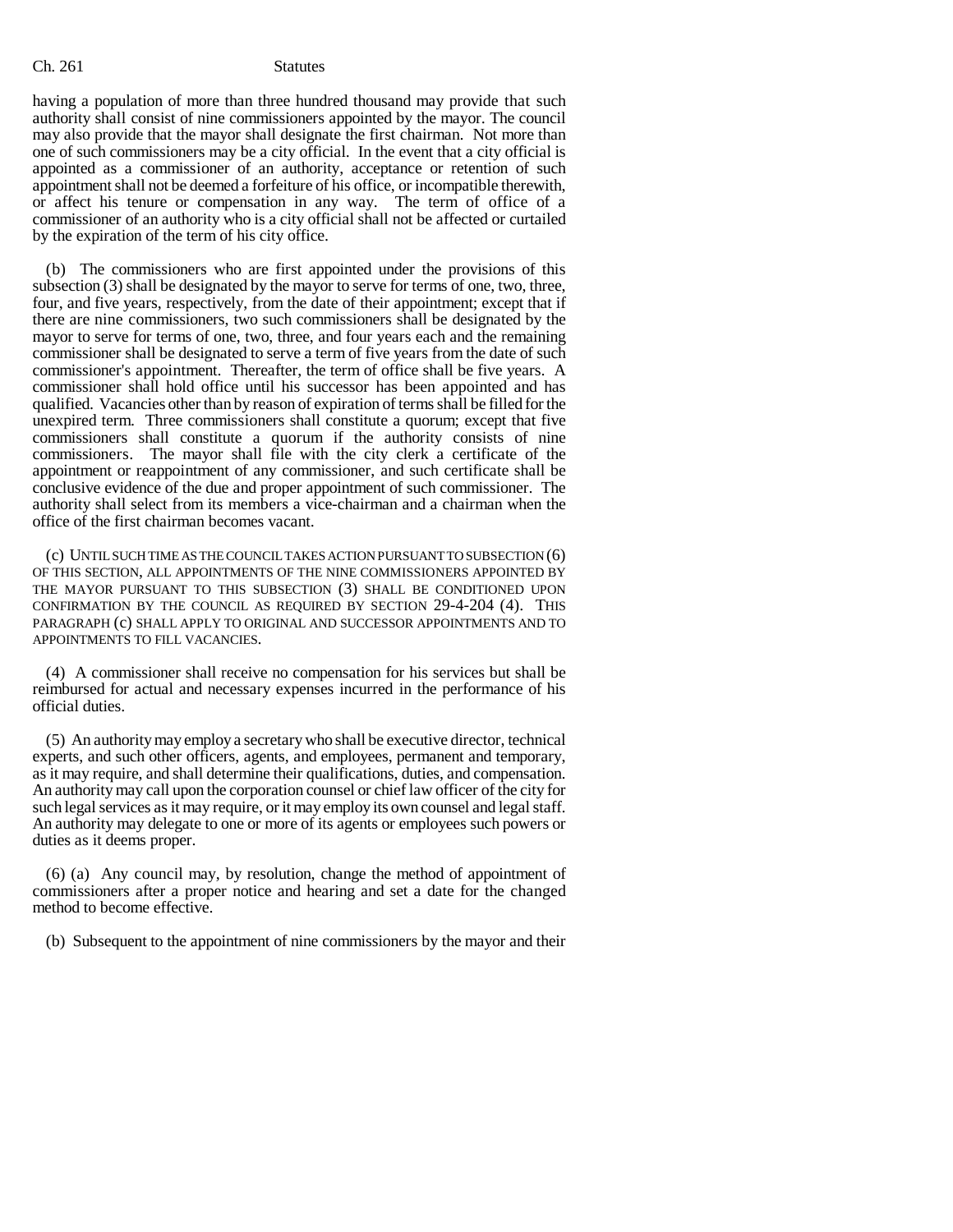having a population of more than three hundred thousand may provide that such authority shall consist of nine commissioners appointed by the mayor. The council may also provide that the mayor shall designate the first chairman. Not more than one of such commissioners may be a city official. In the event that a city official is appointed as a commissioner of an authority, acceptance or retention of such appointment shall not be deemed a forfeiture of his office, or incompatible therewith, or affect his tenure or compensation in any way. The term of office of a commissioner of an authority who is a city official shall not be affected or curtailed by the expiration of the term of his city office.

(b) The commissioners who are first appointed under the provisions of this subsection (3) shall be designated by the mayor to serve for terms of one, two, three, four, and five years, respectively, from the date of their appointment; except that if there are nine commissioners, two such commissioners shall be designated by the mayor to serve for terms of one, two, three, and four years each and the remaining commissioner shall be designated to serve a term of five years from the date of such commissioner's appointment. Thereafter, the term of office shall be five years. A commissioner shall hold office until his successor has been appointed and has qualified. Vacancies other than by reason of expiration of terms shall be filled for the unexpired term. Three commissioners shall constitute a quorum; except that five commissioners shall constitute a quorum if the authority consists of nine commissioners. The mayor shall file with the city clerk a certificate of the appointment or reappointment of any commissioner, and such certificate shall be conclusive evidence of the due and proper appointment of such commissioner. The authority shall select from its members a vice-chairman and a chairman when the office of the first chairman becomes vacant.

(c) UNTIL SUCH TIME AS THE COUNCIL TAKES ACTION PURSUANT TO SUBSECTION (6) OF THIS SECTION, ALL APPOINTMENTS OF THE NINE COMMISSIONERS APPOINTED BY THE MAYOR PURSUANT TO THIS SUBSECTION (3) SHALL BE CONDITIONED UPON CONFIRMATION BY THE COUNCIL AS REQUIRED BY SECTION 29-4-204 (4). THIS PARAGRAPH (c) SHALL APPLY TO ORIGINAL AND SUCCESSOR APPOINTMENTS AND TO APPOINTMENTS TO FILL VACANCIES.

(4) A commissioner shall receive no compensation for his services but shall be reimbursed for actual and necessary expenses incurred in the performance of his official duties.

(5) An authority may employ a secretary who shall be executive director, technical experts, and such other officers, agents, and employees, permanent and temporary, as it may require, and shall determine their qualifications, duties, and compensation. An authority may call upon the corporation counsel or chief law officer of the city for such legal services as it may require, or it may employ its own counsel and legal staff. An authority may delegate to one or more of its agents or employees such powers or duties as it deems proper.

(6) (a) Any council may, by resolution, change the method of appointment of commissioners after a proper notice and hearing and set a date for the changed method to become effective.

(b) Subsequent to the appointment of nine commissioners by the mayor and their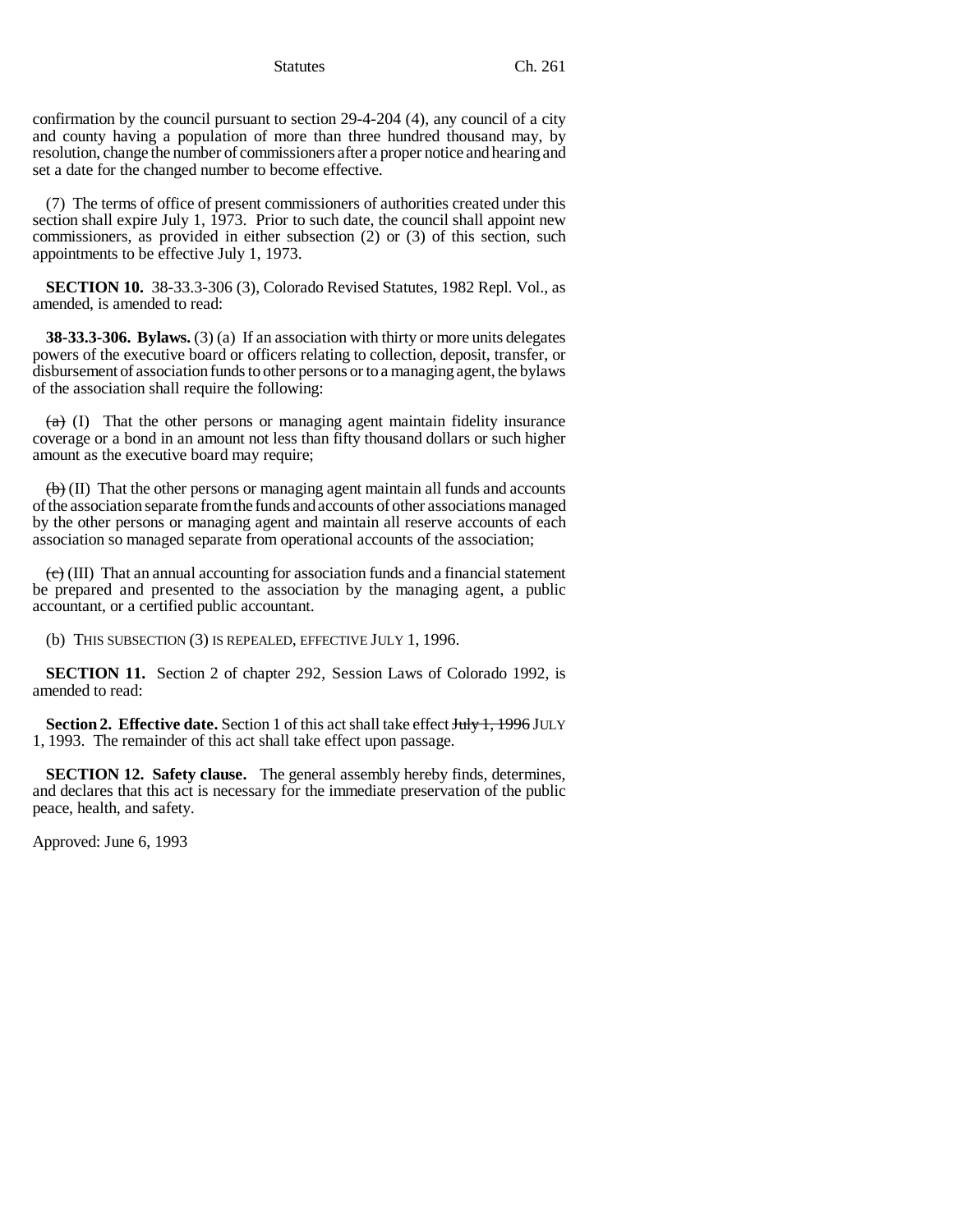confirmation by the council pursuant to section 29-4-204 (4), any council of a city and county having a population of more than three hundred thousand may, by resolution, change the number of commissioners after a proper notice and hearing and set a date for the changed number to become effective.

(7) The terms of office of present commissioners of authorities created under this section shall expire July 1, 1973. Prior to such date, the council shall appoint new commissioners, as provided in either subsection (2) or (3) of this section, such appointments to be effective July 1, 1973.

**SECTION 10.** 38-33.3-306 (3), Colorado Revised Statutes, 1982 Repl. Vol., as amended, is amended to read:

**38-33.3-306. Bylaws.** (3) (a) If an association with thirty or more units delegates powers of the executive board or officers relating to collection, deposit, transfer, or disbursement of association funds to other persons or to a managing agent, the bylaws of the association shall require the following:

~~(a)~~ (I) That the other persons or managing agent maintain fidelity insurance coverage or a bond in an amount not less than fifty thousand dollars or such higher amount as the executive board may require;

~~(b)~~ (II) That the other persons or managing agent maintain all funds and accounts of the association separate from the funds and accounts of other associations managed by the other persons or managing agent and maintain all reserve accounts of each association so managed separate from operational accounts of the association;

~~(c)~~ (III) That an annual accounting for association funds and a financial statement be prepared and presented to the association by the managing agent, a public accountant, or a certified public accountant.

(b) THIS SUBSECTION (3) IS REPEALED, EFFECTIVE JULY 1, 1996.

**SECTION 11.** Section 2 of chapter 292, Session Laws of Colorado 1992, is amended to read:

**Section 2. Effective date.** Section 1 of this act shall take effect ~~July 1, 1996~~ JULY 1, 1993. The remainder of this act shall take effect upon passage.

**SECTION 12. Safety clause.** The general assembly hereby finds, determines, and declares that this act is necessary for the immediate preservation of the public peace, health, and safety.

Approved: June 6, 1993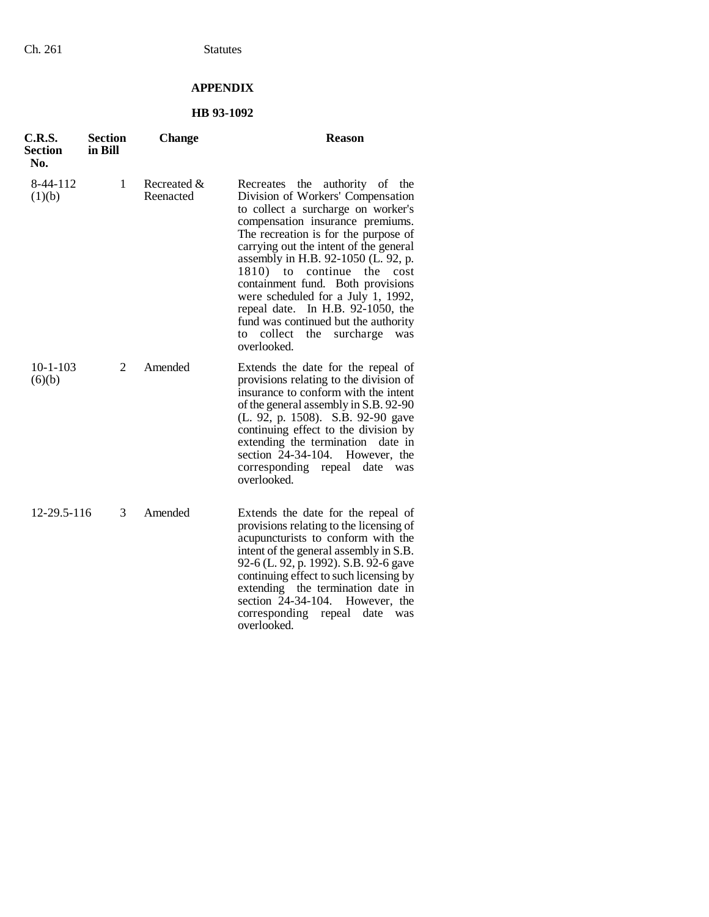# APPENDIX

## HB 93-1092

| C.R.S. Section No. | Section in Bill | Change | Reason |
|---|---|---|---|
| 8-44-112 (1)(b) | 1 | Recreated & Reenacted | Recreates the authority of the Division of Workers' Compensation to collect a surcharge on worker's compensation insurance premiums. The recreation is for the purpose of carrying out the intent of the general assembly in H.B. 92-1050 (L. 92, p. 1810) to continue the cost containment fund. Both provisions were scheduled for a July 1, 1992, repeal date. In H.B. 92-1050, the fund was continued but the authority to collect the surcharge was overlooked. |
| 10-1-103 (6)(b) | 2 | Amended | Extends the date for the repeal of provisions relating to the division of insurance to conform with the intent of the general assembly in S.B. 92-90 (L. 92, p. 1508). S.B. 92-90 gave continuing effect to the division by extending the termination date in section 24-34-104. However, the corresponding repeal date was overlooked. |
| 12-29.5-116 | 3 | Amended | Extends the date for the repeal of provisions relating to the licensing of acupuncturists to conform with the intent of the general assembly in S.B. 92-6 (L. 92, p. 1992). S.B. 92-6 gave continuing effect to such licensing by extending the termination date in section 24-34-104. However, the corresponding repeal date was overlooked. |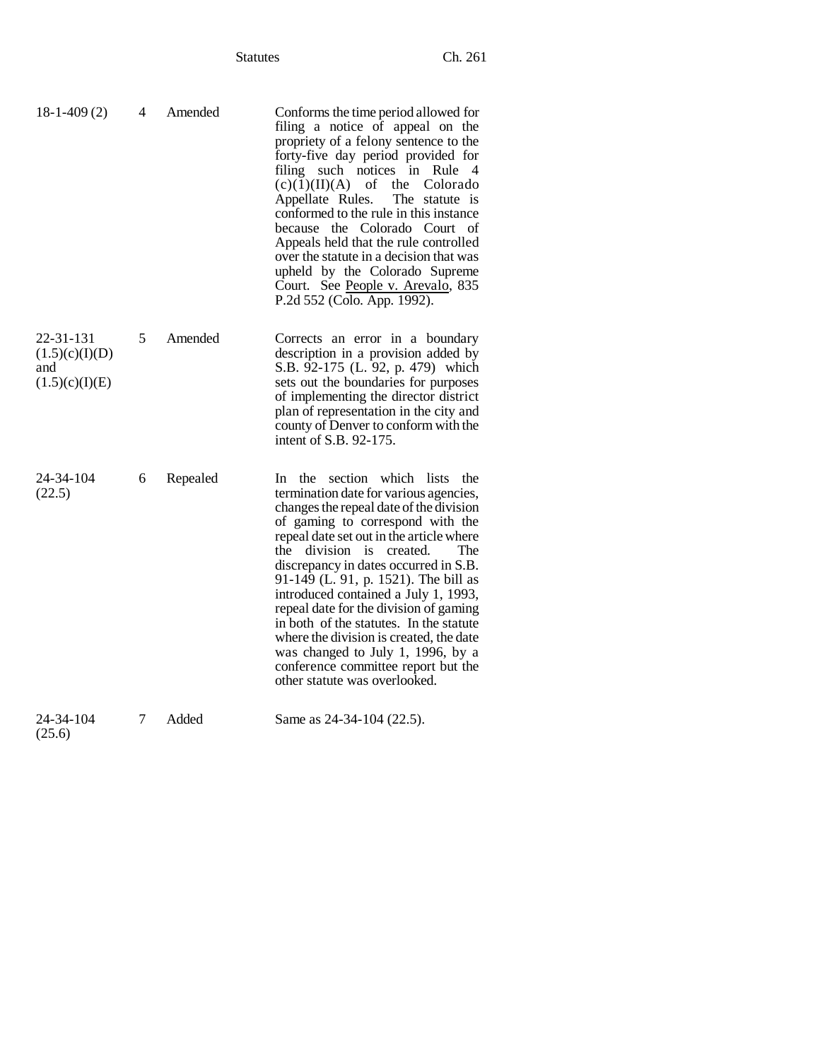| | | | |
|---|---|---|---|
| 18-1-409 (2) | 4 | Amended | Conforms the time period allowed for filing a notice of appeal on the propriety of a felony sentence to the forty-five day period provided for filing such notices in Rule 4 (c)(1)(II)(A) of the Colorado Appellate Rules. The statute is conformed to the rule in this instance because the Colorado Court of Appeals held that the rule controlled over the statute in a decision that was upheld by the Colorado Supreme Court. See People v. Arevalo, 835 P.2d 552 (Colo. App. 1992). |
| 22-31-131 (1.5)(c)(I)(D) and (1.5)(c)(I)(E) | 5 | Amended | Corrects an error in a boundary description in a provision added by S.B. 92-175 (L. 92, p. 479) which sets out the boundaries for purposes of implementing the director district plan of representation in the city and county of Denver to conform with the intent of S.B. 92-175. |
| 24-34-104 (22.5) | 6 | Repealed | In the section which lists the termination date for various agencies, changes the repeal date of the division of gaming to correspond with the repeal date set out in the article where the division is created. The discrepancy in dates occurred in S.B. 91-149 (L. 91, p. 1521). The bill as introduced contained a July 1, 1993, repeal date for the division of gaming in both of the statutes. In the statute where the division is created, the date was changed to July 1, 1996, by a conference committee report but the other statute was overlooked. |
| 24-34-104 (25.6) | 7 | Added | Same as 24-34-104 (22.5). |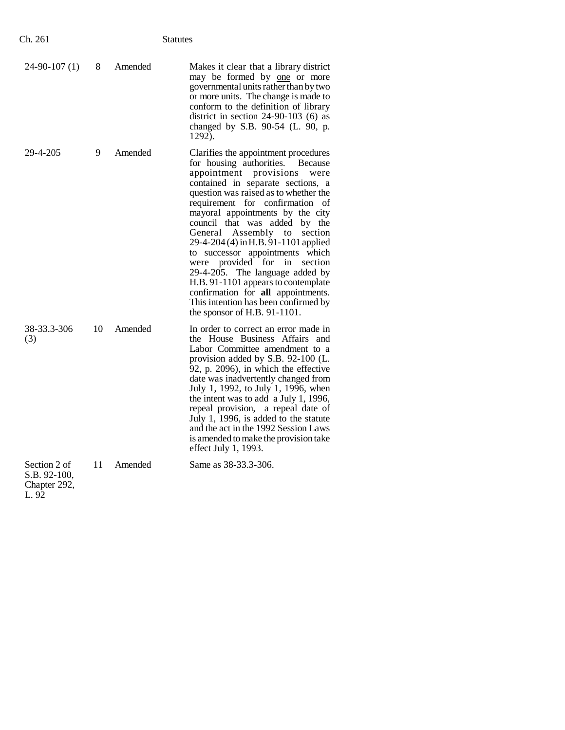| | | | |
|---|---|---|---|
| 24-90-107 (1) | 8 | Amended | Makes it clear that a library district may be formed by one or more governmental units rather than by two or more units. The change is made to conform to the definition of library district in section 24-90-103 (6) as changed by S.B. 90-54 (L. 90, p. 1292). |
| 29-4-205 | 9 | Amended | Clarifies the appointment procedures for housing authorities. Because appointment provisions were contained in separate sections, a question was raised as to whether the requirement for confirmation of mayoral appointments by the city council that was added by the General Assembly to section 29-4-204 (4) in H.B. 91-1101 applied to successor appointments which were provided for in section 29-4-205. The language added by H.B. 91-1101 appears to contemplate confirmation for **all** appointments. This intention has been confirmed by the sponsor of H.B. 91-1101. |
| 38-33.3-306 (3) | 10 | Amended | In order to correct an error made in the House Business Affairs and Labor Committee amendment to a provision added by S.B. 92-100 (L. 92, p. 2096), in which the effective date was inadvertently changed from July 1, 1992, to July 1, 1996, when the intent was to add a July 1, 1996, repeal provision, a repeal date of July 1, 1996, is added to the statute and the act in the 1992 Session Laws is amended to make the provision take effect July 1, 1993. |
| Section 2 of S.B. 92-100, Chapter 292, L. 92 | 11 | Amended | Same as 38-33.3-306. |